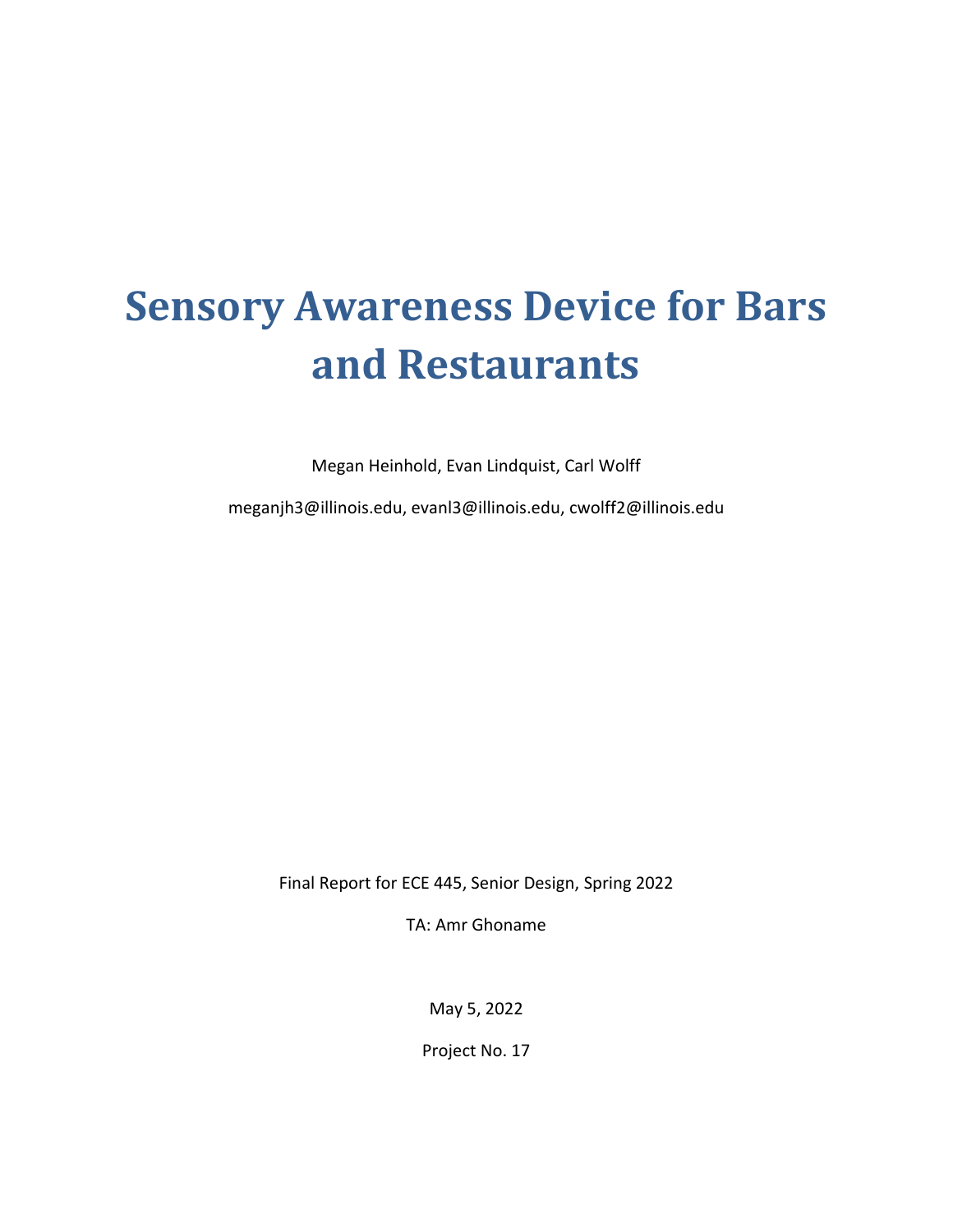# Sensory Awareness Device for Bars and Restaurants

Megan Heinhold, Evan Lindquist, Carl Wolff

meganjh3@illinois.edu, evanl3@illinois.edu, cwolff2@illinois.edu

Final Report for ECE 445, Senior Design, Spring 2022

TA: Amr Ghoname

May 5, 2022

Project No. 17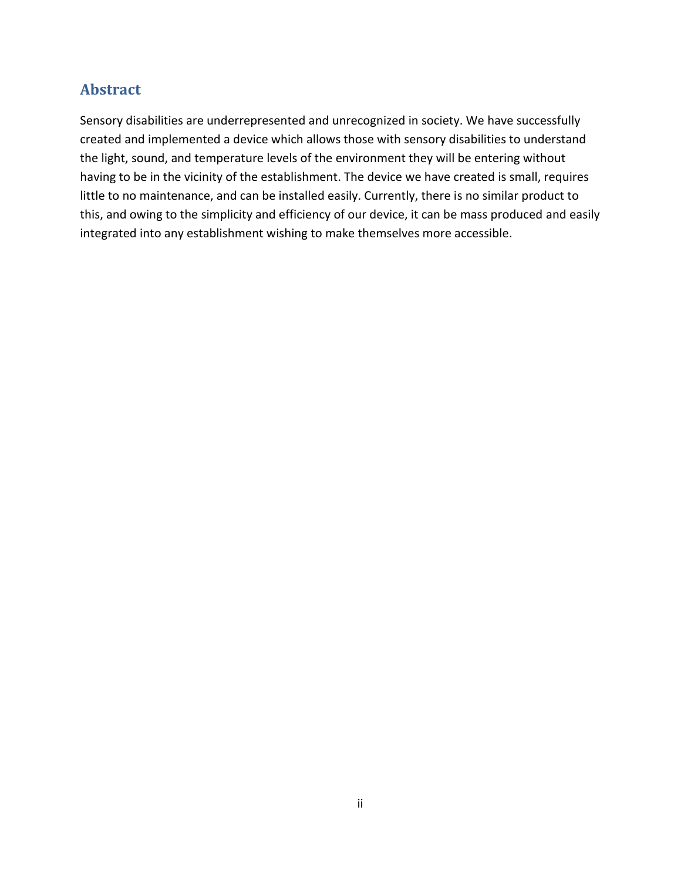## Abstract

Sensory disabilities are underrepresented and unrecognized in society. We have successfully created and implemented a device which allows those with sensory disabilities to understand the light, sound, and temperature levels of the environment they will be entering without having to be in the vicinity of the establishment. The device we have created is small, requires little to no maintenance, and can be installed easily. Currently, there is no similar product to this, and owing to the simplicity and efficiency of our device, it can be mass produced and easily integrated into any establishment wishing to make themselves more accessible.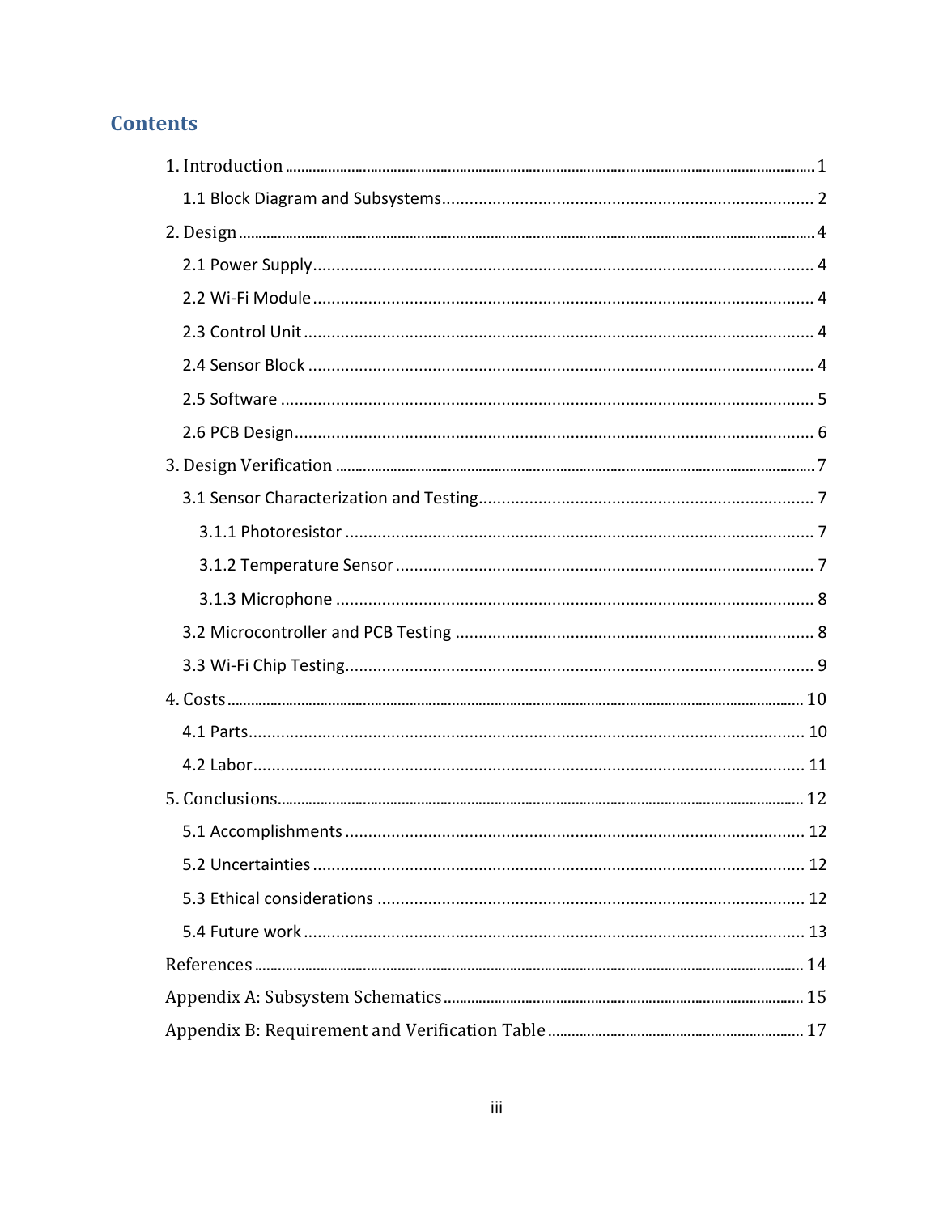# Contents

1. Introduction ..... 1
   - 1.1 Block Diagram and Subsystems ..... 2
2. Design ..... 4
   - 2.1 Power Supply ..... 4
   - 2.2 Wi-Fi Module ..... 4
   - 2.3 Control Unit ..... 4
   - 2.4 Sensor Block ..... 4
   - 2.5 Software ..... 5
   - 2.6 PCB Design ..... 6
3. Design Verification ..... 7
   - 3.1 Sensor Characterization and Testing ..... 7
     - 3.1.1 Photoresistor ..... 7
     - 3.1.2 Temperature Sensor ..... 7
     - 3.1.3 Microphone ..... 8
   - 3.2 Microcontroller and PCB Testing ..... 8
   - 3.3 Wi-Fi Chip Testing ..... 9
4. Costs ..... 10
   - 4.1 Parts ..... 10
   - 4.2 Labor ..... 11
5. Conclusions ..... 12
   - 5.1 Accomplishments ..... 12
   - 5.2 Uncertainties ..... 12
   - 5.3 Ethical considerations ..... 12
   - 5.4 Future work ..... 13

References ..... 14

Appendix A: Subsystem Schematics ..... 15

Appendix B: Requirement and Verification Table ..... 17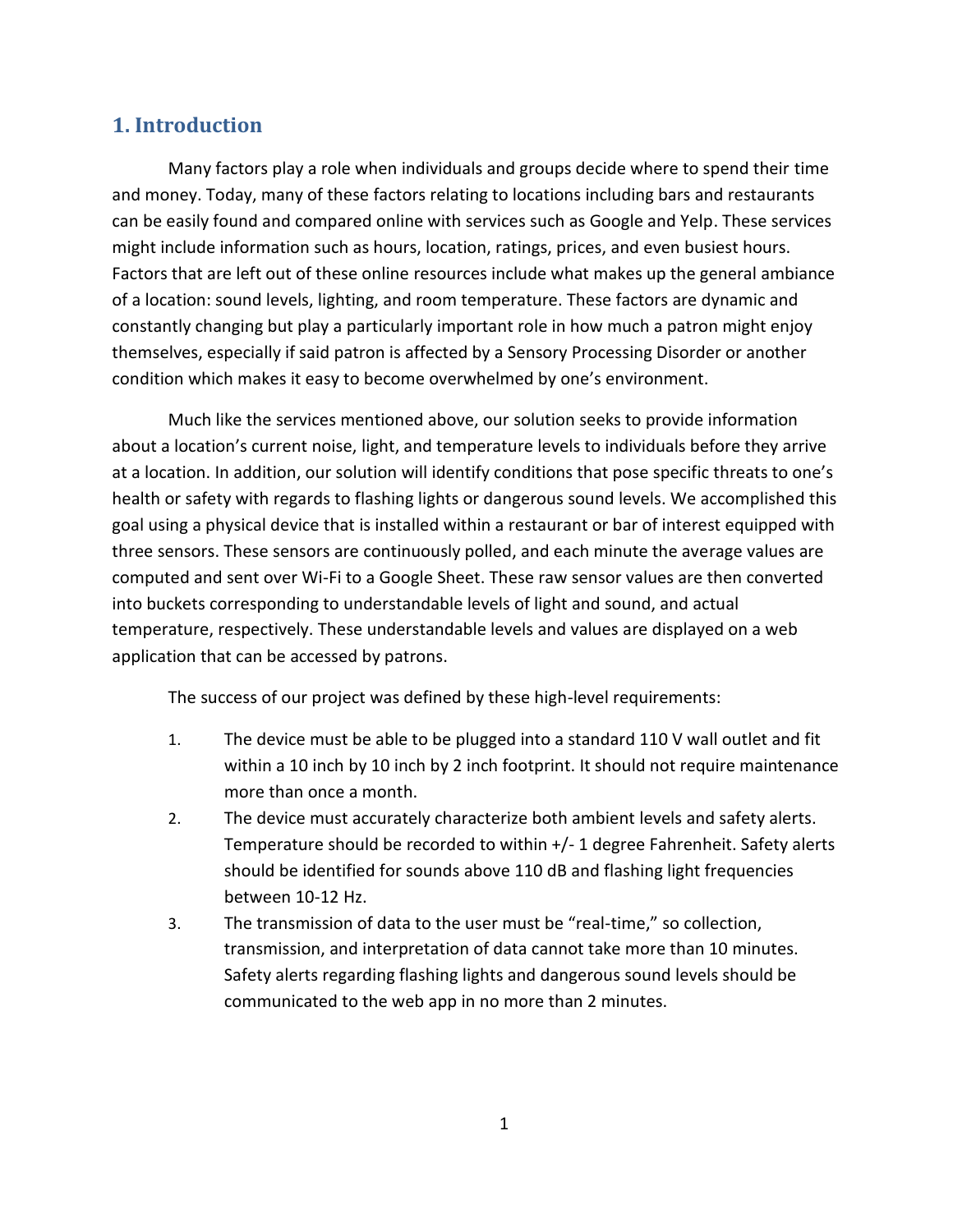## 1. Introduction

Many factors play a role when individuals and groups decide where to spend their time and money. Today, many of these factors relating to locations including bars and restaurants can be easily found and compared online with services such as Google and Yelp. These services might include information such as hours, location, ratings, prices, and even busiest hours. Factors that are left out of these online resources include what makes up the general ambiance of a location: sound levels, lighting, and room temperature. These factors are dynamic and constantly changing but play a particularly important role in how much a patron might enjoy themselves, especially if said patron is affected by a Sensory Processing Disorder or another condition which makes it easy to become overwhelmed by one's environment.

Much like the services mentioned above, our solution seeks to provide information about a location's current noise, light, and temperature levels to individuals before they arrive at a location. In addition, our solution will identify conditions that pose specific threats to one's health or safety with regards to flashing lights or dangerous sound levels. We accomplished this goal using a physical device that is installed within a restaurant or bar of interest equipped with three sensors. These sensors are continuously polled, and each minute the average values are computed and sent over Wi-Fi to a Google Sheet. These raw sensor values are then converted into buckets corresponding to understandable levels of light and sound, and actual temperature, respectively. These understandable levels and values are displayed on a web application that can be accessed by patrons.

The success of our project was defined by these high-level requirements:

1. The device must be able to be plugged into a standard 110 V wall outlet and fit within a 10 inch by 10 inch by 2 inch footprint. It should not require maintenance more than once a month.
2. The device must accurately characterize both ambient levels and safety alerts. Temperature should be recorded to within +/- 1 degree Fahrenheit. Safety alerts should be identified for sounds above 110 dB and flashing light frequencies between 10-12 Hz.
3. The transmission of data to the user must be "real-time," so collection, transmission, and interpretation of data cannot take more than 10 minutes. Safety alerts regarding flashing lights and dangerous sound levels should be communicated to the web app in no more than 2 minutes.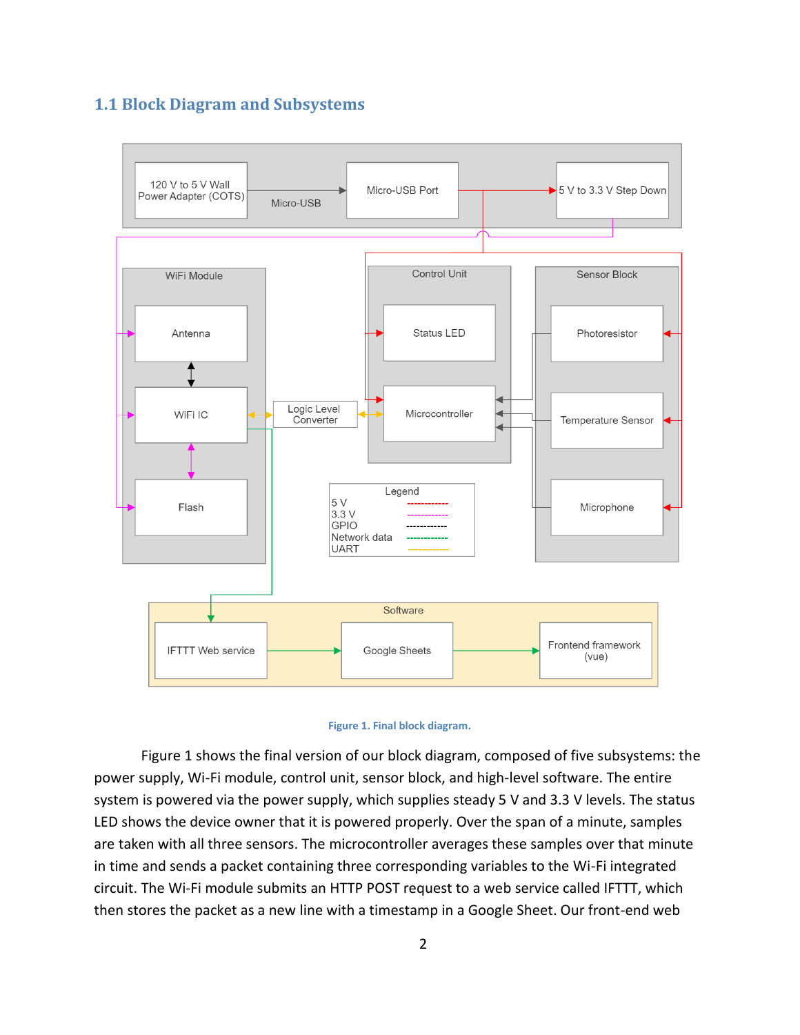## 1.1 Block Diagram and Subsystems

Figure 1. Final block diagram.

Figure 1 shows the final version of our block diagram, composed of five subsystems: the power supply, Wi-Fi module, control unit, sensor block, and high-level software. The entire system is powered via the power supply, which supplies steady 5 V and 3.3 V levels. The status LED shows the device owner that it is powered properly. Over the span of a minute, samples are taken with all three sensors. The microcontroller averages these samples over that minute in time and sends a packet containing three corresponding variables to the Wi-Fi integrated circuit. The Wi-Fi module submits an HTTP POST request to a web service called IFTTT, which then stores the packet as a new line with a timestamp in a Google Sheet. Our front-end web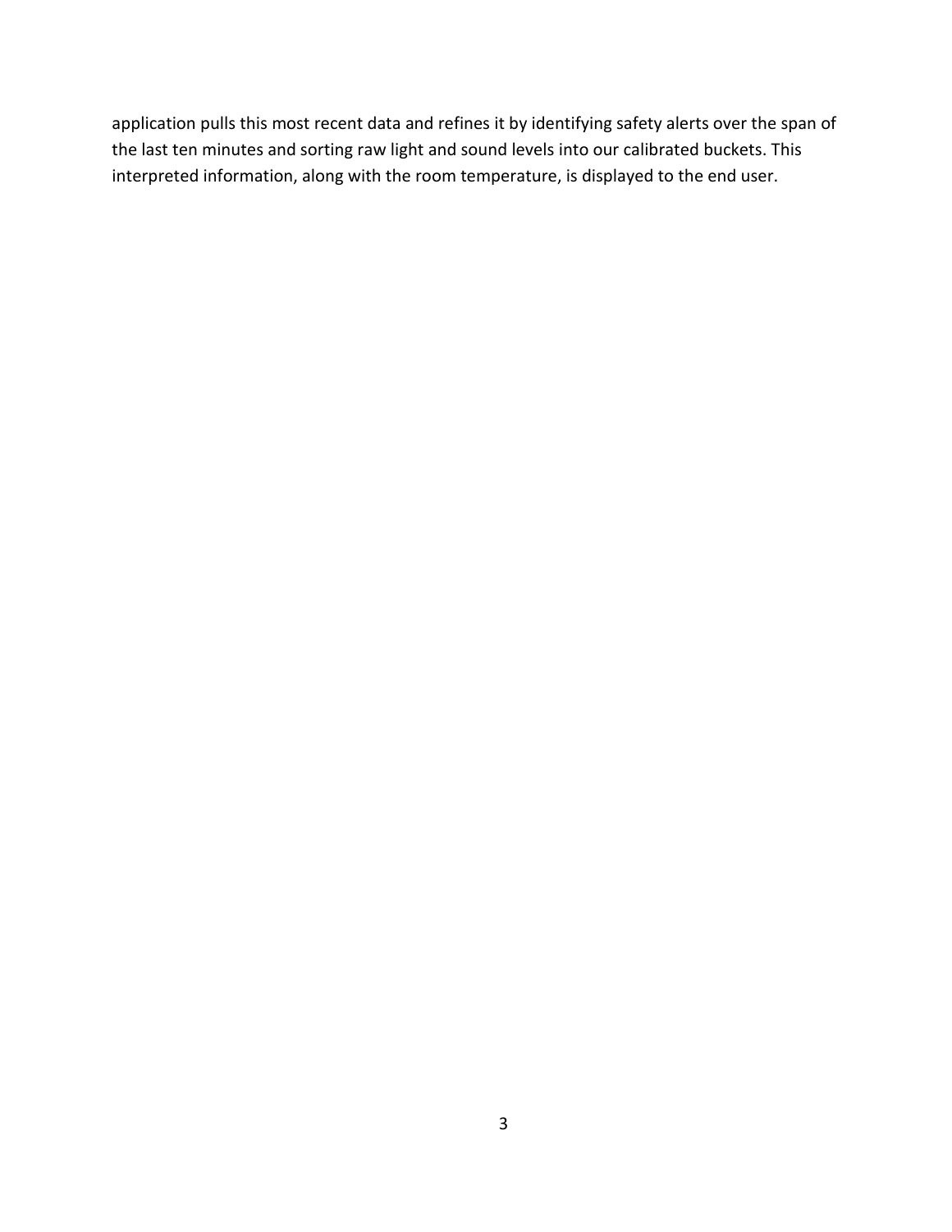application pulls this most recent data and refines it by identifying safety alerts over the span of the last ten minutes and sorting raw light and sound levels into our calibrated buckets. This interpreted information, along with the room temperature, is displayed to the end user.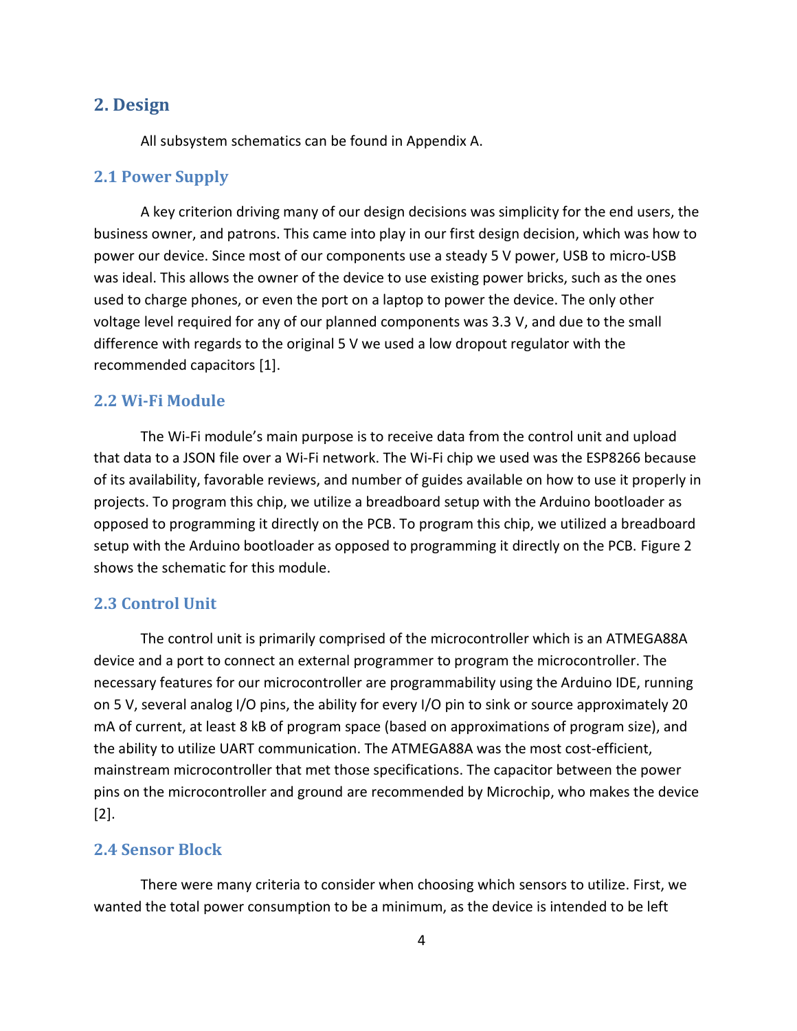## 2. Design

All subsystem schematics can be found in Appendix A.

### 2.1 Power Supply

A key criterion driving many of our design decisions was simplicity for the end users, the business owner, and patrons. This came into play in our first design decision, which was how to power our device. Since most of our components use a steady 5 V power, USB to micro-USB was ideal. This allows the owner of the device to use existing power bricks, such as the ones used to charge phones, or even the port on a laptop to power the device. The only other voltage level required for any of our planned components was 3.3 V, and due to the small difference with regards to the original 5 V we used a low dropout regulator with the recommended capacitors [1].

### 2.2 Wi-Fi Module

The Wi-Fi module's main purpose is to receive data from the control unit and upload that data to a JSON file over a Wi-Fi network. The Wi-Fi chip we used was the ESP8266 because of its availability, favorable reviews, and number of guides available on how to use it properly in projects. To program this chip, we utilize a breadboard setup with the Arduino bootloader as opposed to programming it directly on the PCB. To program this chip, we utilized a breadboard setup with the Arduino bootloader as opposed to programming it directly on the PCB. Figure 2 shows the schematic for this module.

### 2.3 Control Unit

The control unit is primarily comprised of the microcontroller which is an ATMEGA88A device and a port to connect an external programmer to program the microcontroller. The necessary features for our microcontroller are programmability using the Arduino IDE, running on 5 V, several analog I/O pins, the ability for every I/O pin to sink or source approximately 20 mA of current, at least 8 kB of program space (based on approximations of program size), and the ability to utilize UART communication. The ATMEGA88A was the most cost-efficient, mainstream microcontroller that met those specifications. The capacitor between the power pins on the microcontroller and ground are recommended by Microchip, who makes the device [2].

### 2.4 Sensor Block

There were many criteria to consider when choosing which sensors to utilize. First, we wanted the total power consumption to be a minimum, as the device is intended to be left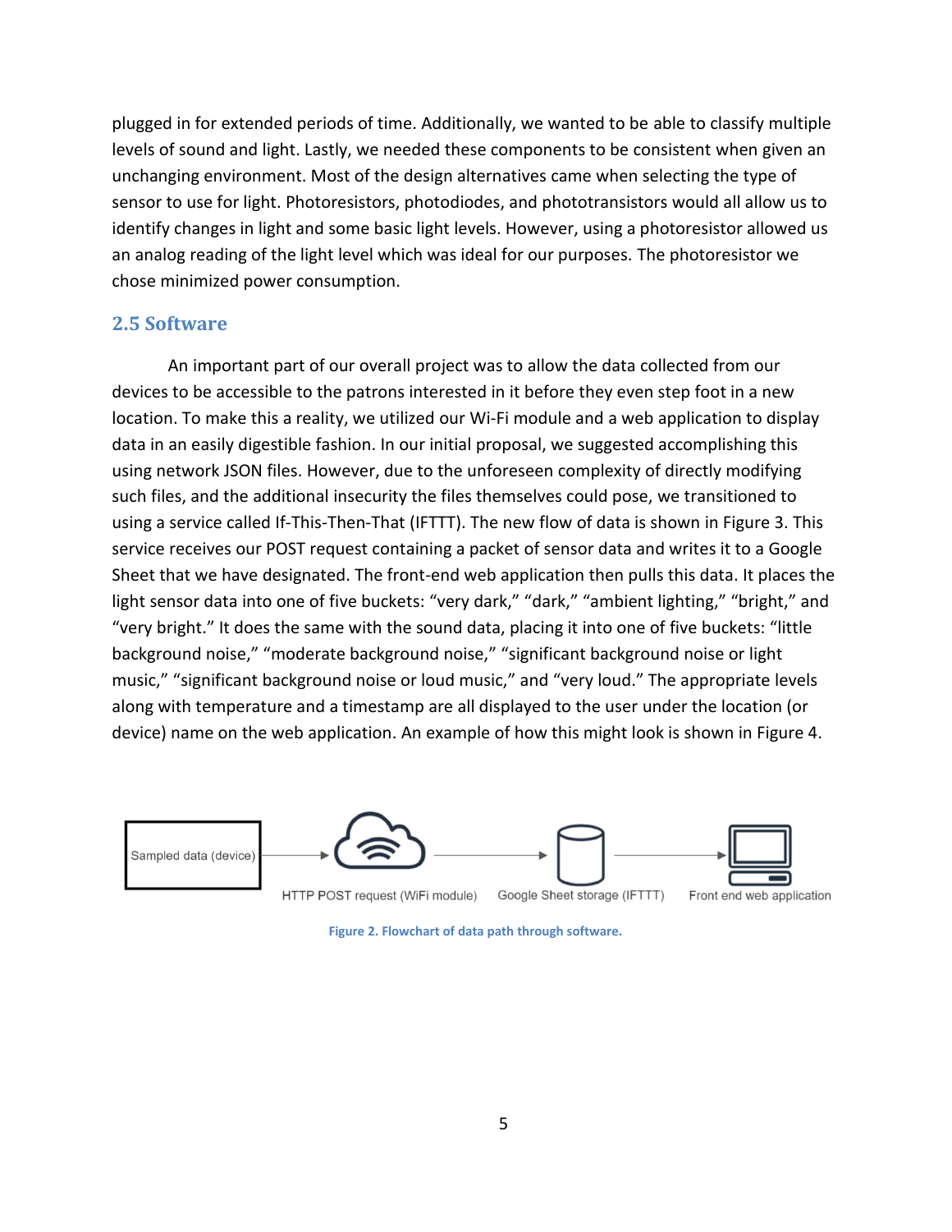plugged in for extended periods of time. Additionally, we wanted to be able to classify multiple levels of sound and light. Lastly, we needed these components to be consistent when given an unchanging environment. Most of the design alternatives came when selecting the type of sensor to use for light. Photoresistors, photodiodes, and phototransistors would all allow us to identify changes in light and some basic light levels. However, using a photoresistor allowed us an analog reading of the light level which was ideal for our purposes. The photoresistor we chose minimized power consumption.

## 2.5 Software

An important part of our overall project was to allow the data collected from our devices to be accessible to the patrons interested in it before they even step foot in a new location. To make this a reality, we utilized our Wi-Fi module and a web application to display data in an easily digestible fashion. In our initial proposal, we suggested accomplishing this using network JSON files. However, due to the unforeseen complexity of directly modifying such files, and the additional insecurity the files themselves could pose, we transitioned to using a service called If-This-Then-That (IFTTT). The new flow of data is shown in Figure 3. This service receives our POST request containing a packet of sensor data and writes it to a Google Sheet that we have designated. The front-end web application then pulls this data. It places the light sensor data into one of five buckets: "very dark," "dark," "ambient lighting," "bright," and "very bright." It does the same with the sound data, placing it into one of five buckets: "little background noise," "moderate background noise," "significant background noise or light music," "significant background noise or loud music," and "very loud." The appropriate levels along with temperature and a timestamp are all displayed to the user under the location (or device) name on the web application. An example of how this might look is shown in Figure 4.

Sampled data (device) → HTTP POST request (WiFi module) → Google Sheet storage (IFTTT) → Front end web application

Figure 2. Flowchart of data path through software.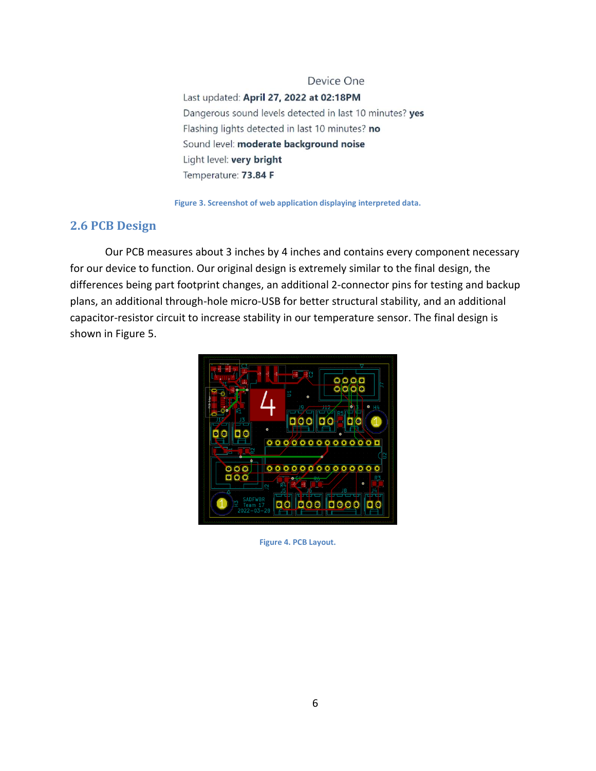Device One

Last updated: **April 27, 2022 at 02:18PM**

Dangerous sound levels detected in last 10 minutes? **yes**

Flashing lights detected in last 10 minutes? **no**

Sound level: **moderate background noise**

Light level: **very bright**

Temperature: **73.84 F**

Figure 3. Screenshot of web application displaying interpreted data.

## 2.6 PCB Design

Our PCB measures about 3 inches by 4 inches and contains every component necessary for our device to function. Our original design is extremely similar to the final design, the differences being part footprint changes, an additional 2-connector pins for testing and backup plans, an additional through-hole micro-USB for better structural stability, and an additional capacitor-resistor circuit to increase stability in our temperature sensor. The final design is shown in Figure 5.

Figure 4. PCB Layout.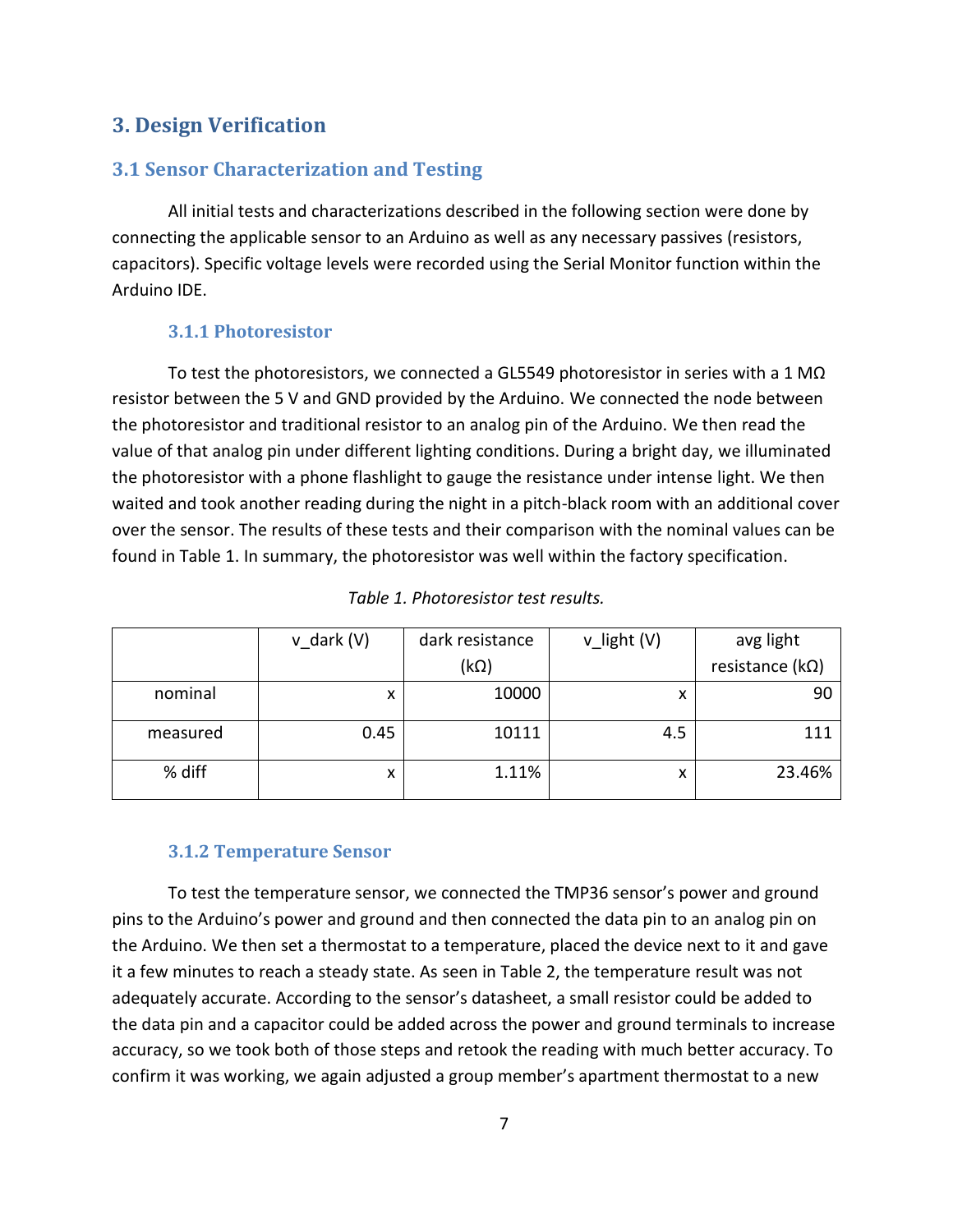## 3. Design Verification

### 3.1 Sensor Characterization and Testing

All initial tests and characterizations described in the following section were done by connecting the applicable sensor to an Arduino as well as any necessary passives (resistors, capacitors). Specific voltage levels were recorded using the Serial Monitor function within the Arduino IDE.

#### 3.1.1 Photoresistor

To test the photoresistors, we connected a GL5549 photoresistor in series with a 1 MΩ resistor between the 5 V and GND provided by the Arduino. We connected the node between the photoresistor and traditional resistor to an analog pin of the Arduino. We then read the value of that analog pin under different lighting conditions. During a bright day, we illuminated the photoresistor with a phone flashlight to gauge the resistance under intense light. We then waited and took another reading during the night in a pitch-black room with an additional cover over the sensor. The results of these tests and their comparison with the nominal values can be found in Table 1. In summary, the photoresistor was well within the factory specification.

*Table 1. Photoresistor test results.*

| | v_dark (V) | dark resistance (kΩ) | v_light (V) | avg light resistance (kΩ) |
|---|---|---|---|---|
| nominal | x | 10000 | x | 90 |
| measured | 0.45 | 10111 | 4.5 | 111 |
| % diff | x | 1.11% | x | 23.46% |

#### 3.1.2 Temperature Sensor

To test the temperature sensor, we connected the TMP36 sensor's power and ground pins to the Arduino's power and ground and then connected the data pin to an analog pin on the Arduino. We then set a thermostat to a temperature, placed the device next to it and gave it a few minutes to reach a steady state. As seen in Table 2, the temperature result was not adequately accurate. According to the sensor's datasheet, a small resistor could be added to the data pin and a capacitor could be added across the power and ground terminals to increase accuracy, so we took both of those steps and retook the reading with much better accuracy. To confirm it was working, we again adjusted a group member's apartment thermostat to a new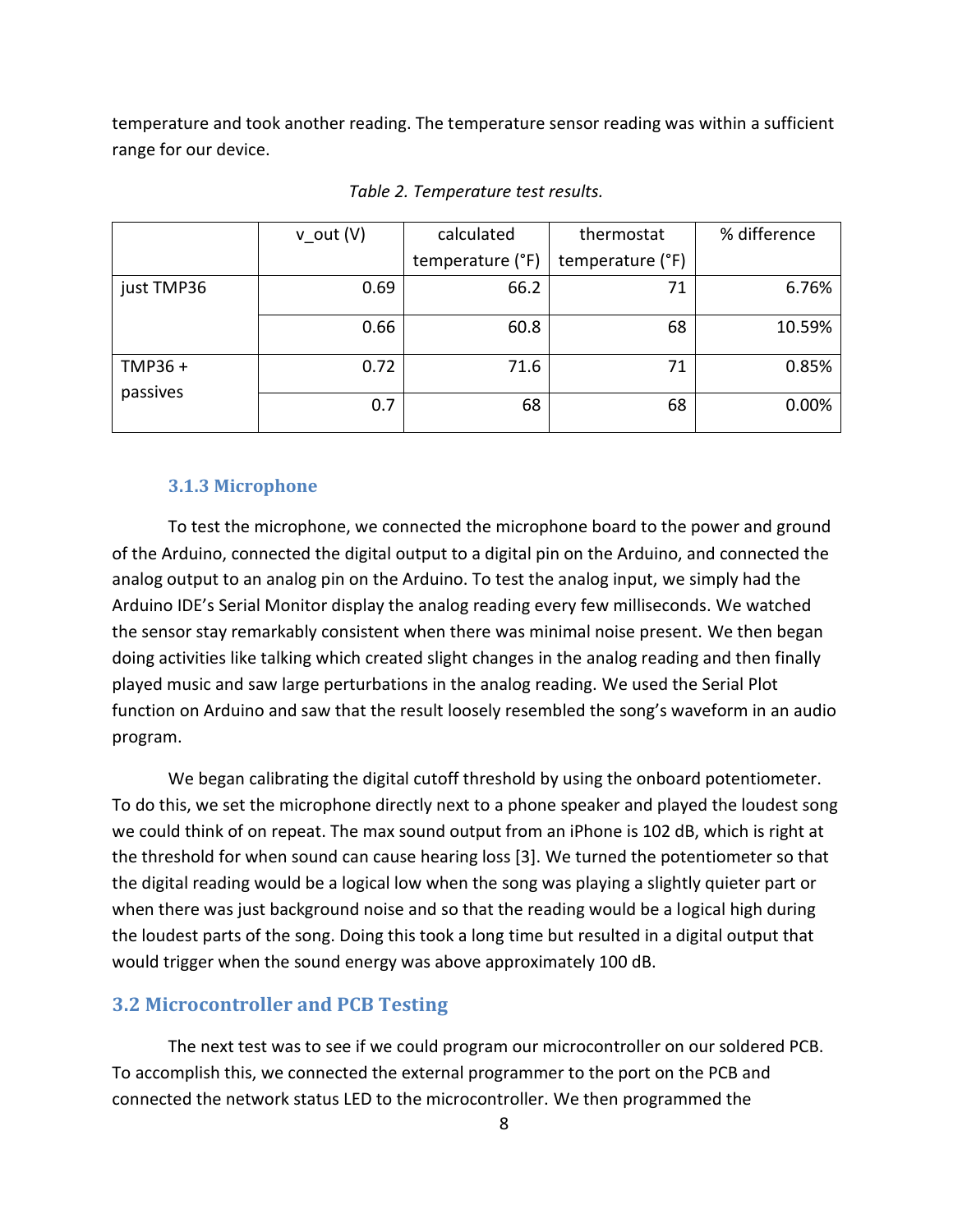temperature and took another reading. The temperature sensor reading was within a sufficient range for our device.

*Table 2. Temperature test results.*

| | v_out (V) | calculated temperature (°F) | thermostat temperature (°F) | % difference |
|---|---|---|---|---|
| just TMP36 | 0.69 | 66.2 | 71 | 6.76% |
| | 0.66 | 60.8 | 68 | 10.59% |
| TMP36 + passives | 0.72 | 71.6 | 71 | 0.85% |
| | 0.7 | 68 | 68 | 0.00% |

### 3.1.3 Microphone

To test the microphone, we connected the microphone board to the power and ground of the Arduino, connected the digital output to a digital pin on the Arduino, and connected the analog output to an analog pin on the Arduino. To test the analog input, we simply had the Arduino IDE's Serial Monitor display the analog reading every few milliseconds. We watched the sensor stay remarkably consistent when there was minimal noise present. We then began doing activities like talking which created slight changes in the analog reading and then finally played music and saw large perturbations in the analog reading. We used the Serial Plot function on Arduino and saw that the result loosely resembled the song's waveform in an audio program.

We began calibrating the digital cutoff threshold by using the onboard potentiometer. To do this, we set the microphone directly next to a phone speaker and played the loudest song we could think of on repeat. The max sound output from an iPhone is 102 dB, which is right at the threshold for when sound can cause hearing loss [3]. We turned the potentiometer so that the digital reading would be a logical low when the song was playing a slightly quieter part or when there was just background noise and so that the reading would be a logical high during the loudest parts of the song. Doing this took a long time but resulted in a digital output that would trigger when the sound energy was above approximately 100 dB.

## 3.2 Microcontroller and PCB Testing

The next test was to see if we could program our microcontroller on our soldered PCB. To accomplish this, we connected the external programmer to the port on the PCB and connected the network status LED to the microcontroller. We then programmed the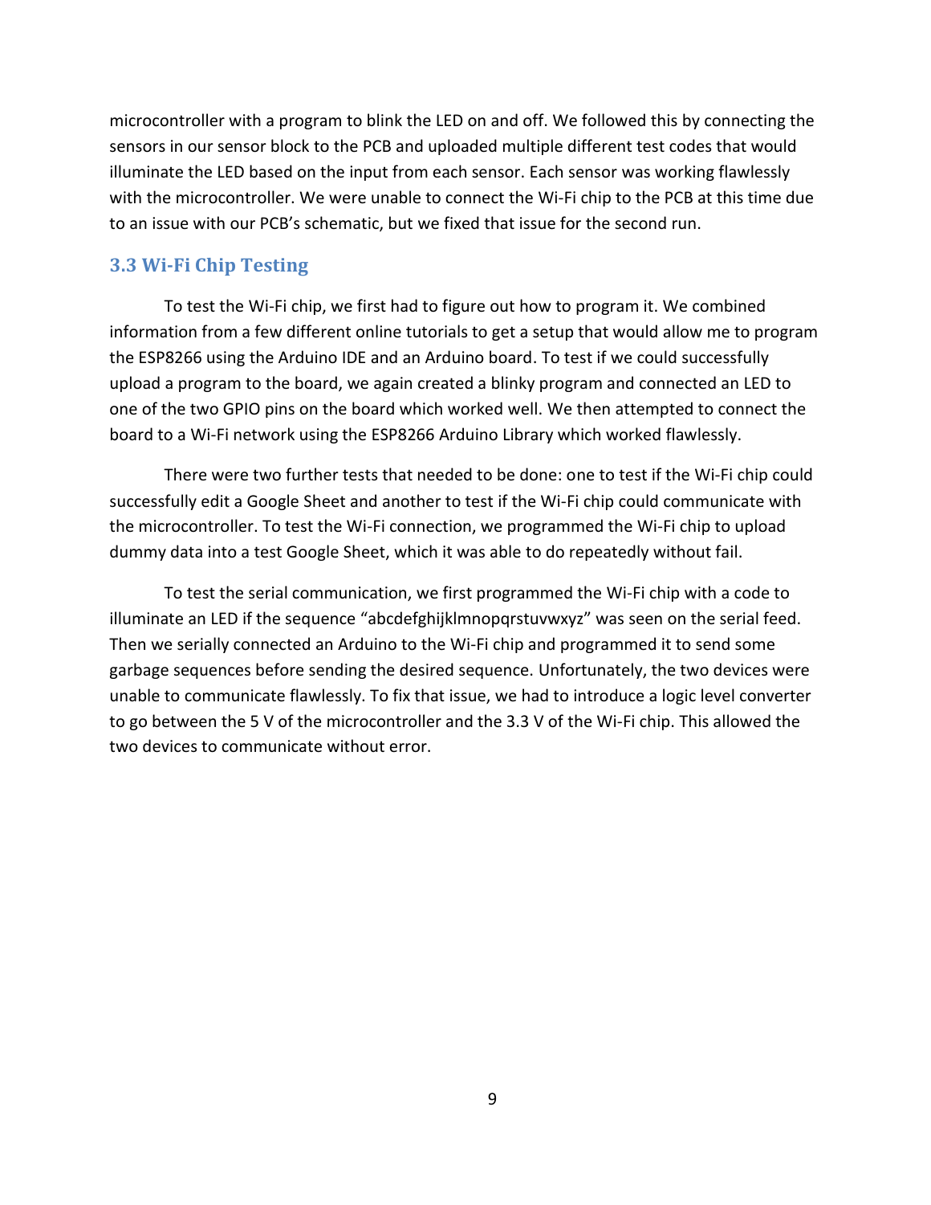microcontroller with a program to blink the LED on and off. We followed this by connecting the sensors in our sensor block to the PCB and uploaded multiple different test codes that would illuminate the LED based on the input from each sensor. Each sensor was working flawlessly with the microcontroller. We were unable to connect the Wi-Fi chip to the PCB at this time due to an issue with our PCB's schematic, but we fixed that issue for the second run.

### 3.3 Wi-Fi Chip Testing

To test the Wi-Fi chip, we first had to figure out how to program it. We combined information from a few different online tutorials to get a setup that would allow me to program the ESP8266 using the Arduino IDE and an Arduino board. To test if we could successfully upload a program to the board, we again created a blinky program and connected an LED to one of the two GPIO pins on the board which worked well. We then attempted to connect the board to a Wi-Fi network using the ESP8266 Arduino Library which worked flawlessly.

There were two further tests that needed to be done: one to test if the Wi-Fi chip could successfully edit a Google Sheet and another to test if the Wi-Fi chip could communicate with the microcontroller. To test the Wi-Fi connection, we programmed the Wi-Fi chip to upload dummy data into a test Google Sheet, which it was able to do repeatedly without fail.

To test the serial communication, we first programmed the Wi-Fi chip with a code to illuminate an LED if the sequence "abcdefghijklmnopqrstuvwxyz" was seen on the serial feed. Then we serially connected an Arduino to the Wi-Fi chip and programmed it to send some garbage sequences before sending the desired sequence. Unfortunately, the two devices were unable to communicate flawlessly. To fix that issue, we had to introduce a logic level converter to go between the 5 V of the microcontroller and the 3.3 V of the Wi-Fi chip. This allowed the two devices to communicate without error.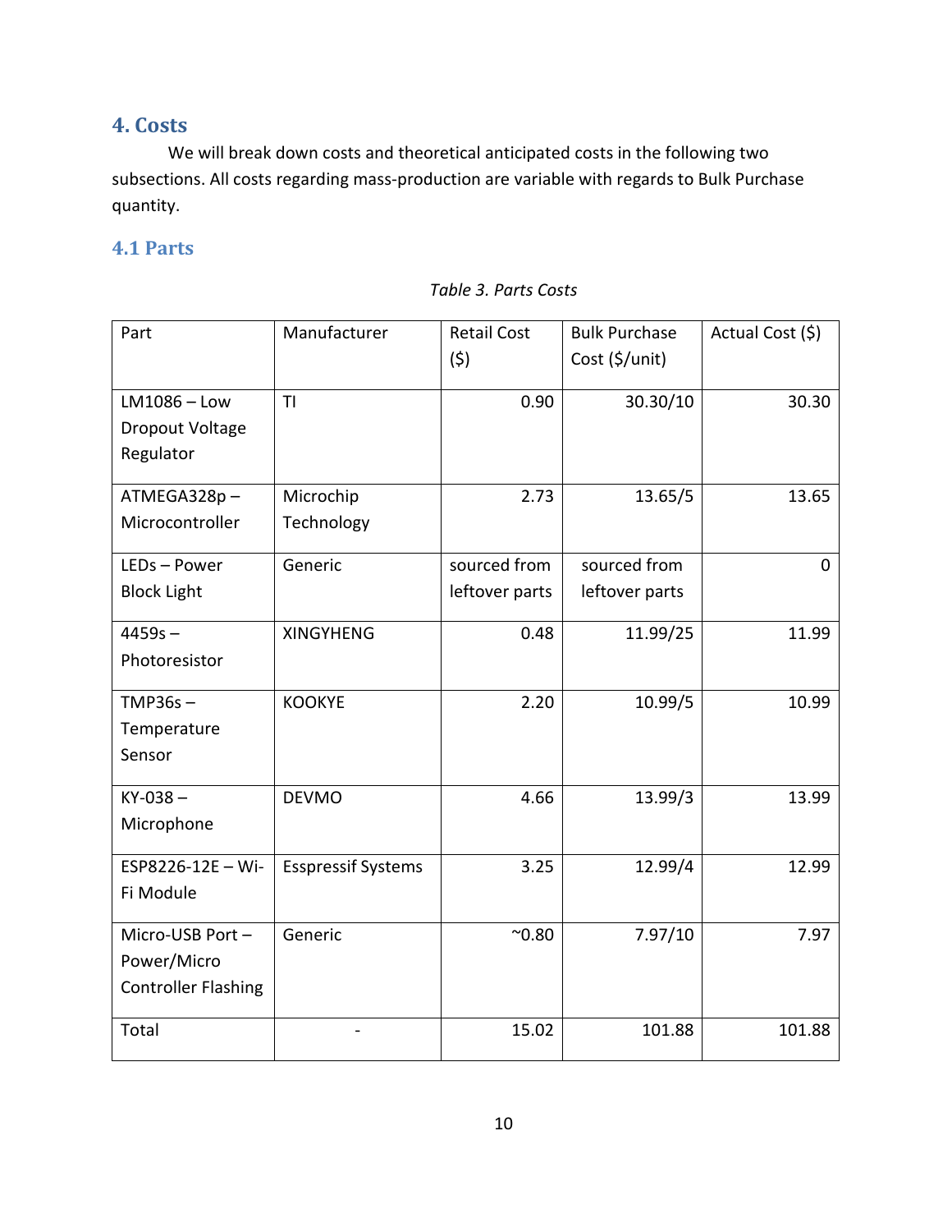## 4. Costs

We will break down costs and theoretical anticipated costs in the following two subsections. All costs regarding mass-production are variable with regards to Bulk Purchase quantity.

### 4.1 Parts

*Table 3. Parts Costs*

| Part | Manufacturer | Retail Cost ($) | Bulk Purchase Cost ($/unit) | Actual Cost ($) |
|---|---|---|---|---|
| LM1086 – Low Dropout Voltage Regulator | TI | 0.90 | 30.30/10 | 30.30 |
| ATMEGA328p – Microcontroller | Microchip Technology | 2.73 | 13.65/5 | 13.65 |
| LEDs – Power Block Light | Generic | sourced from leftover parts | sourced from leftover parts | 0 |
| 4459s – Photoresistor | XINGYHENG | 0.48 | 11.99/25 | 11.99 |
| TMP36s – Temperature Sensor | KOOKYE | 2.20 | 10.99/5 | 10.99 |
| KY-038 – Microphone | DEVMO | 4.66 | 13.99/3 | 13.99 |
| ESP8226-12E – Wi-Fi Module | Esspressif Systems | 3.25 | 12.99/4 | 12.99 |
| Micro-USB Port – Power/Micro Controller Flashing | Generic | ~0.80 | 7.97/10 | 7.97 |
| Total | - | 15.02 | 101.88 | 101.88 |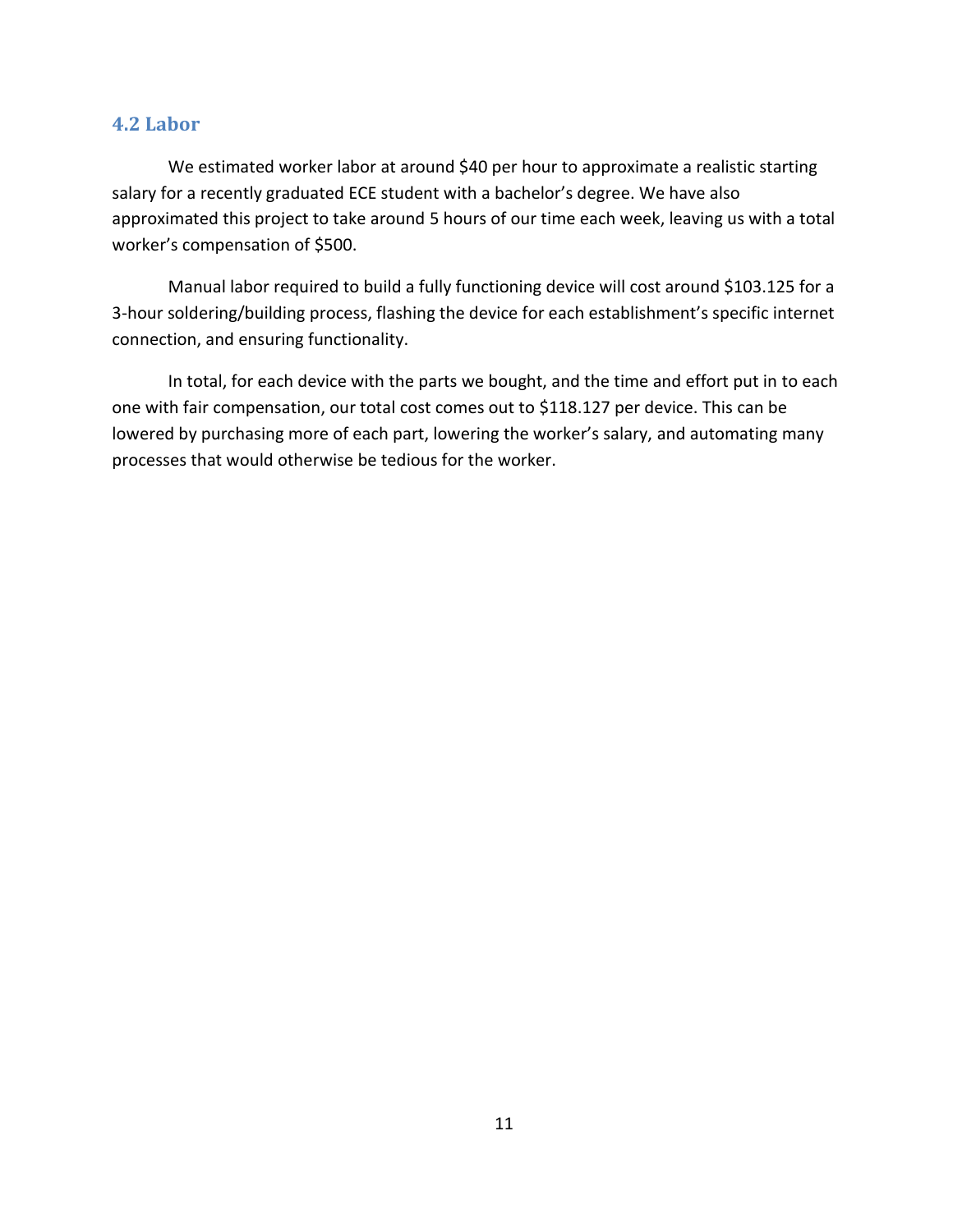## 4.2 Labor

We estimated worker labor at around $40 per hour to approximate a realistic starting salary for a recently graduated ECE student with a bachelor's degree. We have also approximated this project to take around 5 hours of our time each week, leaving us with a total worker's compensation of $500.

Manual labor required to build a fully functioning device will cost around $103.125 for a 3-hour soldering/building process, flashing the device for each establishment's specific internet connection, and ensuring functionality.

In total, for each device with the parts we bought, and the time and effort put in to each one with fair compensation, our total cost comes out to $118.127 per device. This can be lowered by purchasing more of each part, lowering the worker's salary, and automating many processes that would otherwise be tedious for the worker.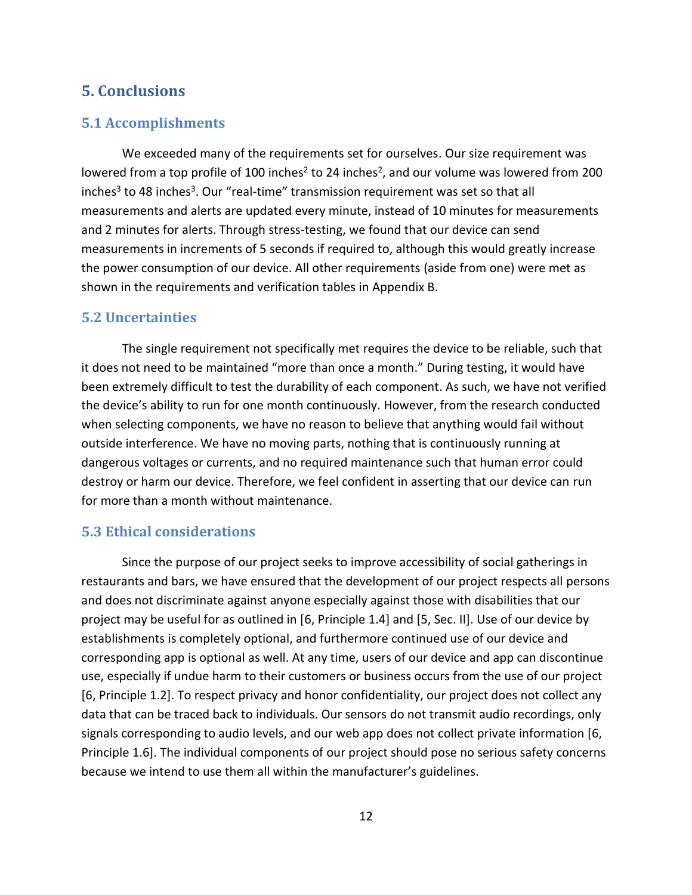## 5. Conclusions

### 5.1 Accomplishments

We exceeded many of the requirements set for ourselves. Our size requirement was lowered from a top profile of 100 $inches^2$ to 24 $inches^2$, and our volume was lowered from 200 $inches^3$ to 48 $inches^3$. Our "real-time" transmission requirement was set so that all measurements and alerts are updated every minute, instead of 10 minutes for measurements and 2 minutes for alerts. Through stress-testing, we found that our device can send measurements in increments of 5 seconds if required to, although this would greatly increase the power consumption of our device. All other requirements (aside from one) were met as shown in the requirements and verification tables in Appendix B.

### 5.2 Uncertainties

The single requirement not specifically met requires the device to be reliable, such that it does not need to be maintained "more than once a month." During testing, it would have been extremely difficult to test the durability of each component. As such, we have not verified the device's ability to run for one month continuously. However, from the research conducted when selecting components, we have no reason to believe that anything would fail without outside interference. We have no moving parts, nothing that is continuously running at dangerous voltages or currents, and no required maintenance such that human error could destroy or harm our device. Therefore, we feel confident in asserting that our device can run for more than a month without maintenance.

### 5.3 Ethical considerations

Since the purpose of our project seeks to improve accessibility of social gatherings in restaurants and bars, we have ensured that the development of our project respects all persons and does not discriminate against anyone especially against those with disabilities that our project may be useful for as outlined in [6, Principle 1.4] and [5, Sec. II]. Use of our device by establishments is completely optional, and furthermore continued use of our device and corresponding app is optional as well. At any time, users of our device and app can discontinue use, especially if undue harm to their customers or business occurs from the use of our project [6, Principle 1.2]. To respect privacy and honor confidentiality, our project does not collect any data that can be traced back to individuals. Our sensors do not transmit audio recordings, only signals corresponding to audio levels, and our web app does not collect private information [6, Principle 1.6]. The individual components of our project should pose no serious safety concerns because we intend to use them all within the manufacturer's guidelines.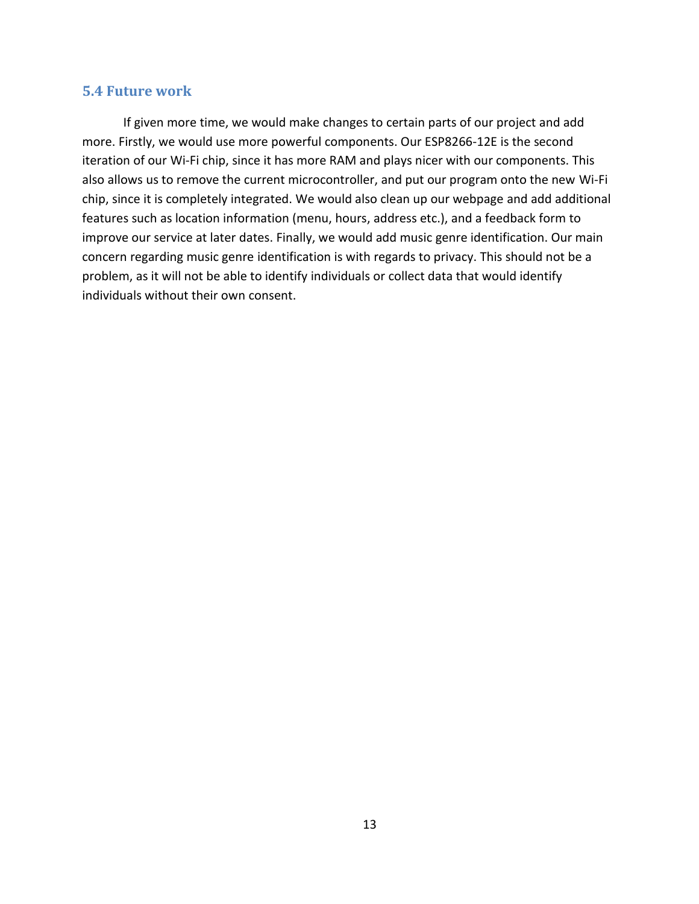### 5.4 Future work

If given more time, we would make changes to certain parts of our project and add more. Firstly, we would use more powerful components. Our ESP8266-12E is the second iteration of our Wi-Fi chip, since it has more RAM and plays nicer with our components. This also allows us to remove the current microcontroller, and put our program onto the new Wi-Fi chip, since it is completely integrated. We would also clean up our webpage and add additional features such as location information (menu, hours, address etc.), and a feedback form to improve our service at later dates. Finally, we would add music genre identification. Our main concern regarding music genre identification is with regards to privacy. This should not be a problem, as it will not be able to identify individuals or collect data that would identify individuals without their own consent.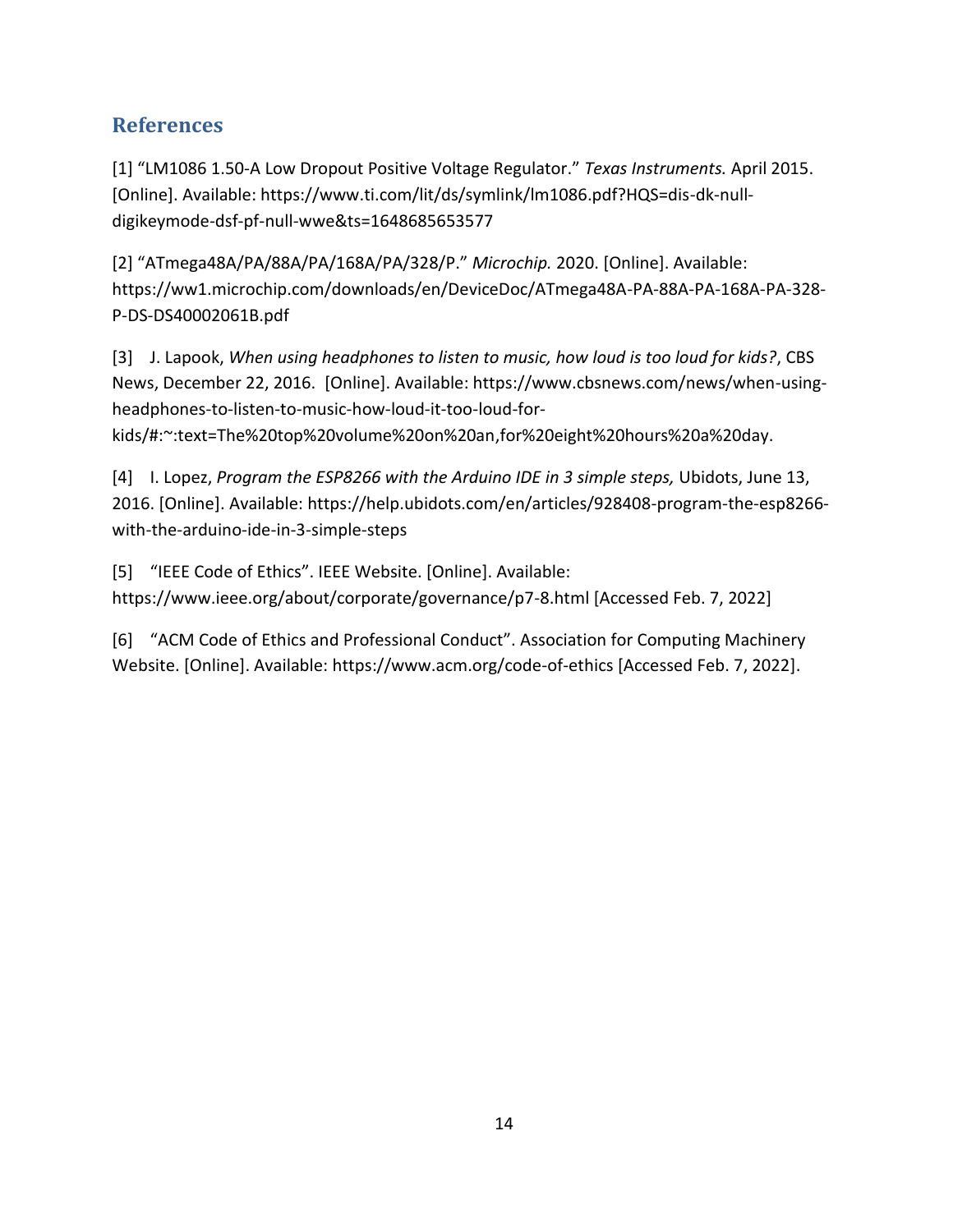## References

[1] "LM1086 1.50-A Low Dropout Positive Voltage Regulator." *Texas Instruments.* April 2015. [Online]. Available: https://www.ti.com/lit/ds/symlink/lm1086.pdf?HQS=dis-dk-null-digikeymode-dsf-pf-null-wwe&ts=1648685653577

[2] "ATmega48A/PA/88A/PA/168A/PA/328/P." *Microchip.* 2020. [Online]. Available: https://ww1.microchip.com/downloads/en/DeviceDoc/ATmega48A-PA-88A-PA-168A-PA-328-P-DS-DS40002061B.pdf

[3] J. Lapook, *When using headphones to listen to music, how loud is too loud for kids?*, CBS News, December 22, 2016. [Online]. Available: https://www.cbsnews.com/news/when-using-headphones-to-listen-to-music-how-loud-it-too-loud-for-kids/#:~:text=The%20top%20volume%20on%20an,for%20eight%20hours%20a%20day.

[4] I. Lopez, *Program the ESP8266 with the Arduino IDE in 3 simple steps,* Ubidots, June 13, 2016. [Online]. Available: https://help.ubidots.com/en/articles/928408-program-the-esp8266-with-the-arduino-ide-in-3-simple-steps

[5] "IEEE Code of Ethics". IEEE Website. [Online]. Available: https://www.ieee.org/about/corporate/governance/p7-8.html [Accessed Feb. 7, 2022]

[6] "ACM Code of Ethics and Professional Conduct". Association for Computing Machinery Website. [Online]. Available: https://www.acm.org/code-of-ethics [Accessed Feb. 7, 2022].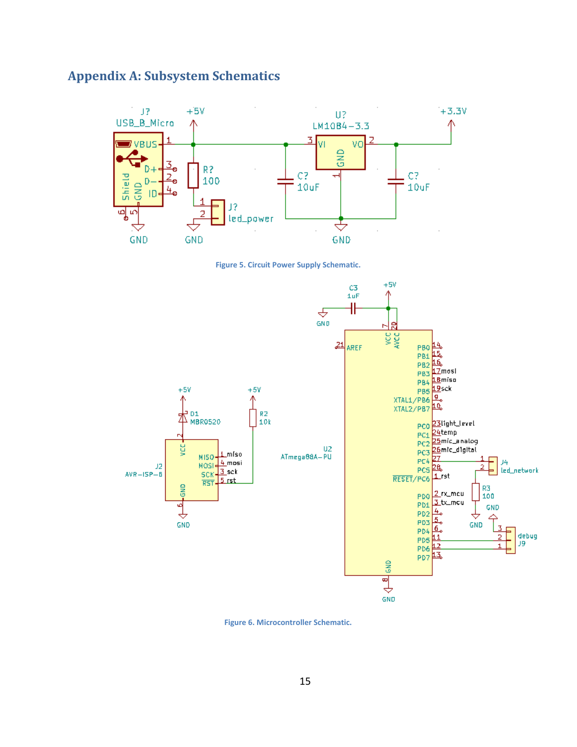## Appendix A: Subsystem Schematics

Figure 5. Circuit Power Supply Schematic.

Figure 6. Microcontroller Schematic.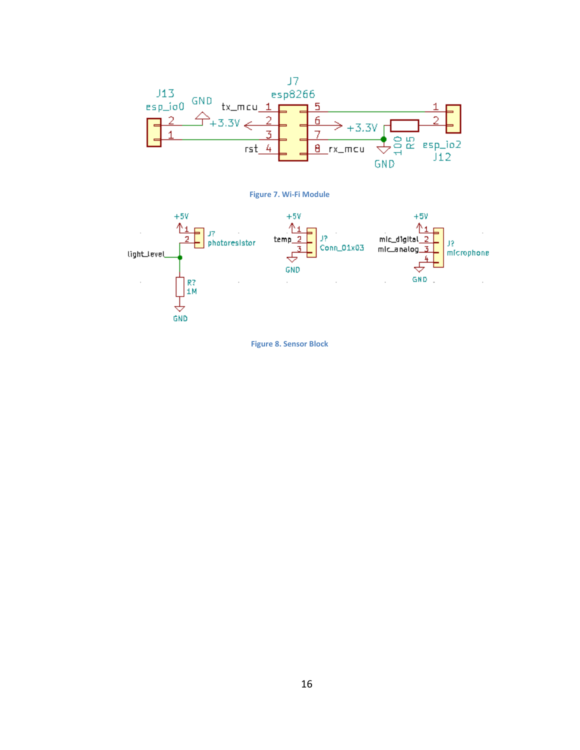Figure 7. Wi-Fi Module

Figure 8. Sensor Block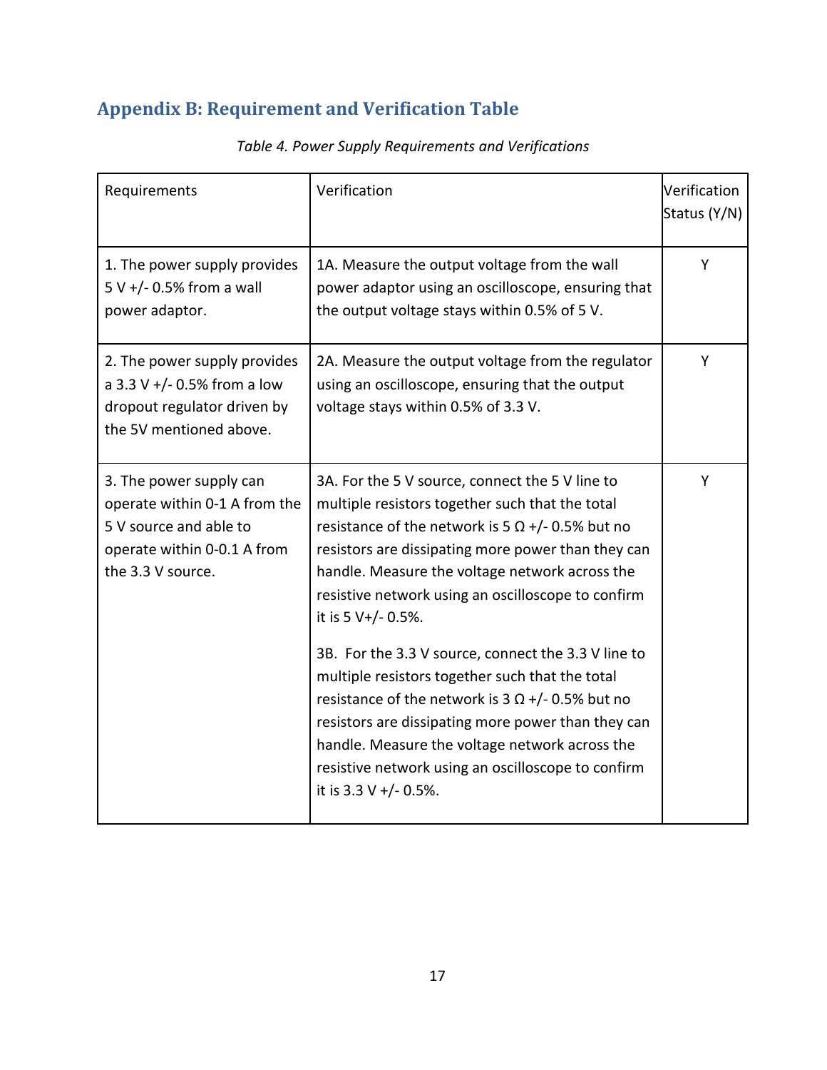## Appendix B: Requirement and Verification Table

*Table 4. Power Supply Requirements and Verifications*

| Requirements | Verification | Verification Status (Y/N) |
|---|---|---|
| 1. The power supply provides 5 V +/- 0.5% from a wall power adaptor. | 1A. Measure the output voltage from the wall power adaptor using an oscilloscope, ensuring that the output voltage stays within 0.5% of 5 V. | Y |
| 2. The power supply provides a 3.3 V +/- 0.5% from a low dropout regulator driven by the 5V mentioned above. | 2A. Measure the output voltage from the regulator using an oscilloscope, ensuring that the output voltage stays within 0.5% of 3.3 V. | Y |
| 3. The power supply can operate within 0-1 A from the 5 V source and able to operate within 0-0.1 A from the 3.3 V source. | 3A. For the 5 V source, connect the 5 V line to multiple resistors together such that the total resistance of the network is 5 Ω +/- 0.5% but no resistors are dissipating more power than they can handle. Measure the voltage network across the resistive network using an oscilloscope to confirm it is 5 V+/- 0.5%.<br><br>3B. For the 3.3 V source, connect the 3.3 V line to multiple resistors together such that the total resistance of the network is 3 Ω +/- 0.5% but no resistors are dissipating more power than they can handle. Measure the voltage network across the resistive network using an oscilloscope to confirm it is 3.3 V +/- 0.5%. | Y |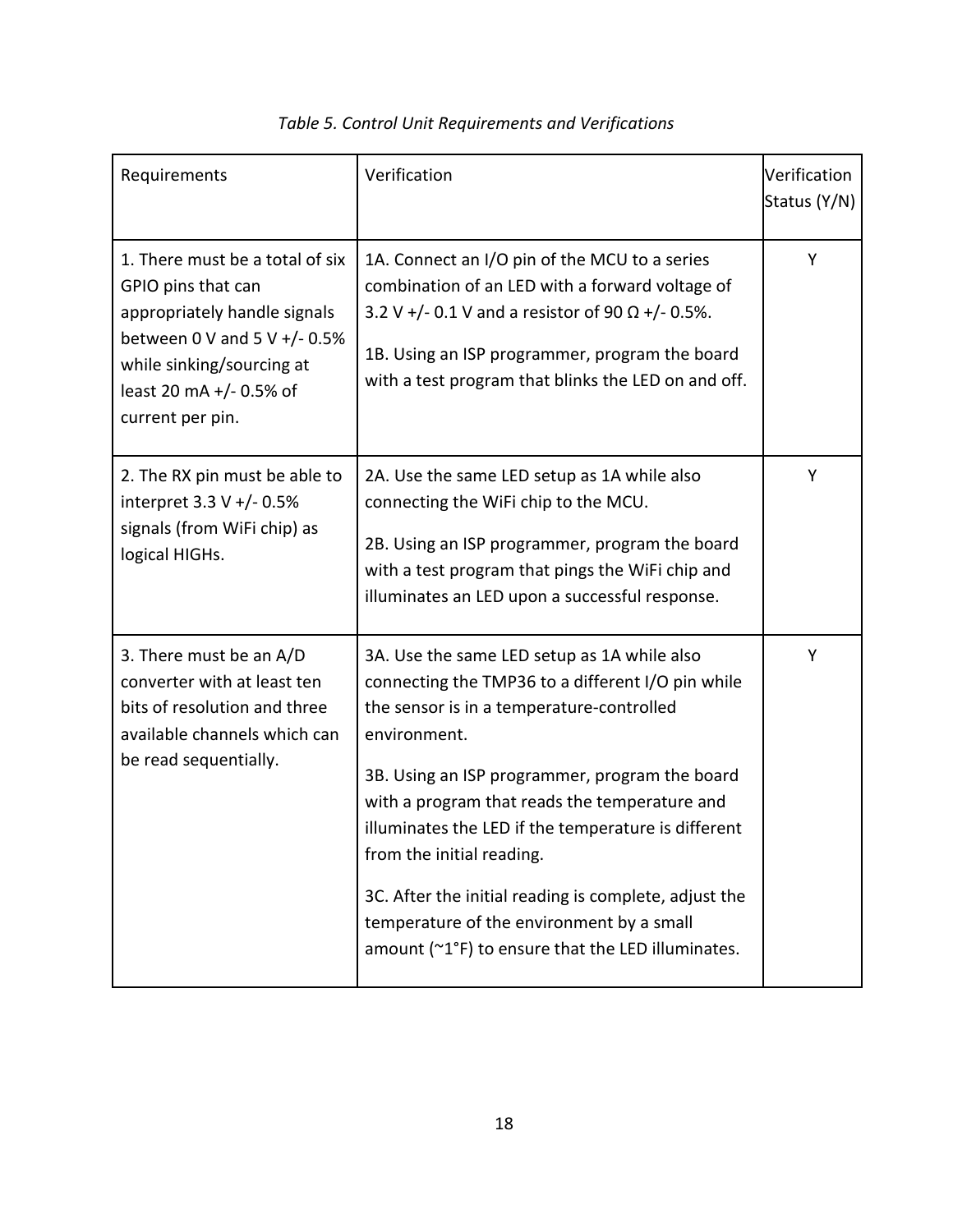*Table 5. Control Unit Requirements and Verifications*

| Requirements | Verification | Verification Status (Y/N) |
|---|---|---|
| 1. There must be a total of six GPIO pins that can appropriately handle signals between 0 V and 5 V +/- 0.5% while sinking/sourcing at least 20 mA +/- 0.5% of current per pin. | 1A. Connect an I/O pin of the MCU to a series combination of an LED with a forward voltage of 3.2 V +/- 0.1 V and a resistor of 90 Ω +/- 0.5%.<br><br>1B. Using an ISP programmer, program the board with a test program that blinks the LED on and off. | Y |
| 2. The RX pin must be able to interpret 3.3 V +/- 0.5% signals (from WiFi chip) as logical HIGHs. | 2A. Use the same LED setup as 1A while also connecting the WiFi chip to the MCU.<br><br>2B. Using an ISP programmer, program the board with a test program that pings the WiFi chip and illuminates an LED upon a successful response. | Y |
| 3. There must be an A/D converter with at least ten bits of resolution and three available channels which can be read sequentially. | 3A. Use the same LED setup as 1A while also connecting the TMP36 to a different I/O pin while the sensor is in a temperature-controlled environment.<br><br>3B. Using an ISP programmer, program the board with a program that reads the temperature and illuminates the LED if the temperature is different from the initial reading.<br><br>3C. After the initial reading is complete, adjust the temperature of the environment by a small amount (~1°F) to ensure that the LED illuminates. | Y |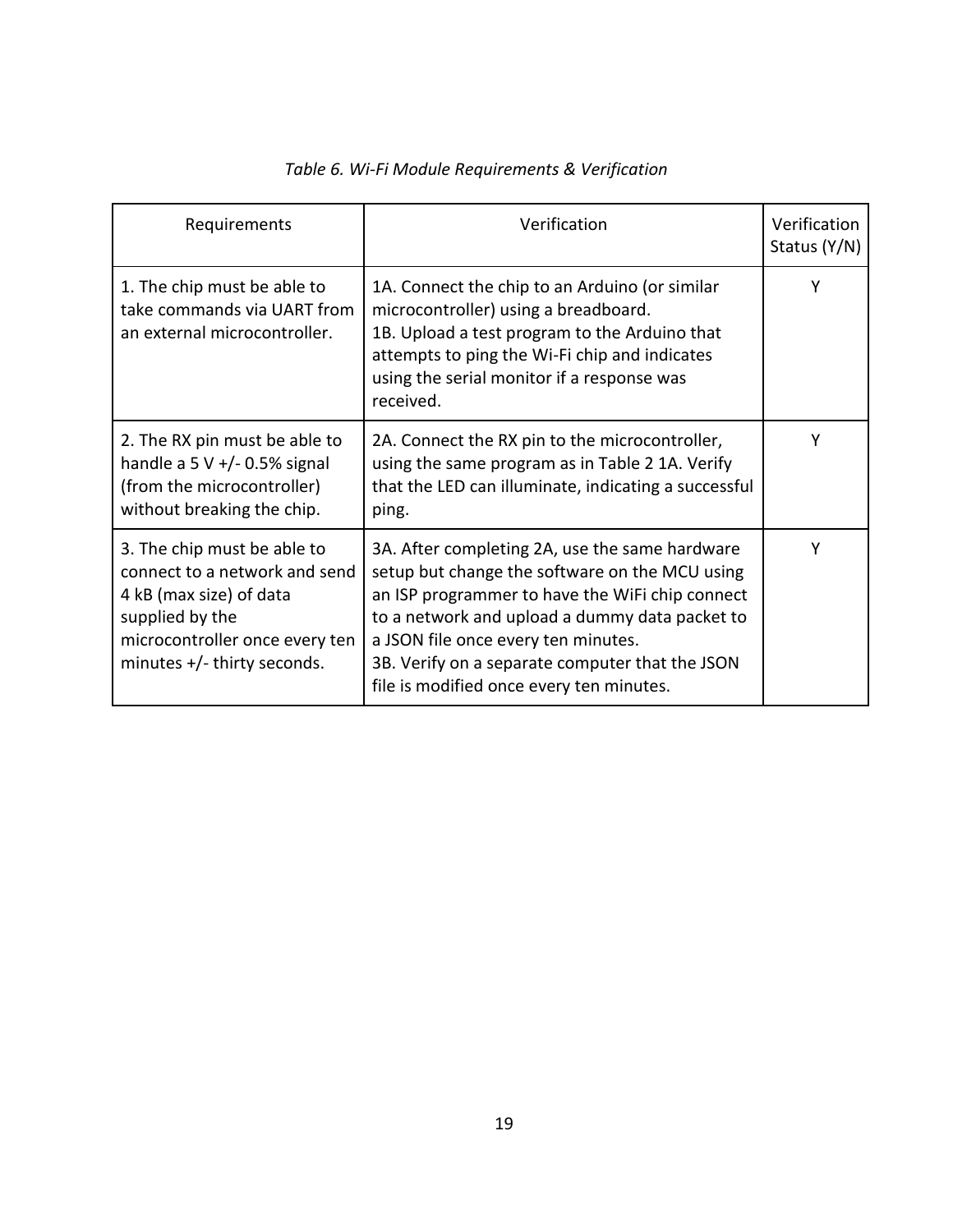*Table 6. Wi-Fi Module Requirements & Verification*

| Requirements | Verification | Verification Status (Y/N) |
|---|---|---|
| 1. The chip must be able to take commands via UART from an external microcontroller. | 1A. Connect the chip to an Arduino (or similar microcontroller) using a breadboard.<br>1B. Upload a test program to the Arduino that attempts to ping the Wi-Fi chip and indicates using the serial monitor if a response was received. | Y |
| 2. The RX pin must be able to handle a 5 V +/- 0.5% signal (from the microcontroller) without breaking the chip. | 2A. Connect the RX pin to the microcontroller, using the same program as in Table 2 1A. Verify that the LED can illuminate, indicating a successful ping. | Y |
| 3. The chip must be able to connect to a network and send 4 kB (max size) of data supplied by the microcontroller once every ten minutes +/- thirty seconds. | 3A. After completing 2A, use the same hardware setup but change the software on the MCU using an ISP programmer to have the WiFi chip connect to a network and upload a dummy data packet to a JSON file once every ten minutes.<br>3B. Verify on a separate computer that the JSON file is modified once every ten minutes. | Y |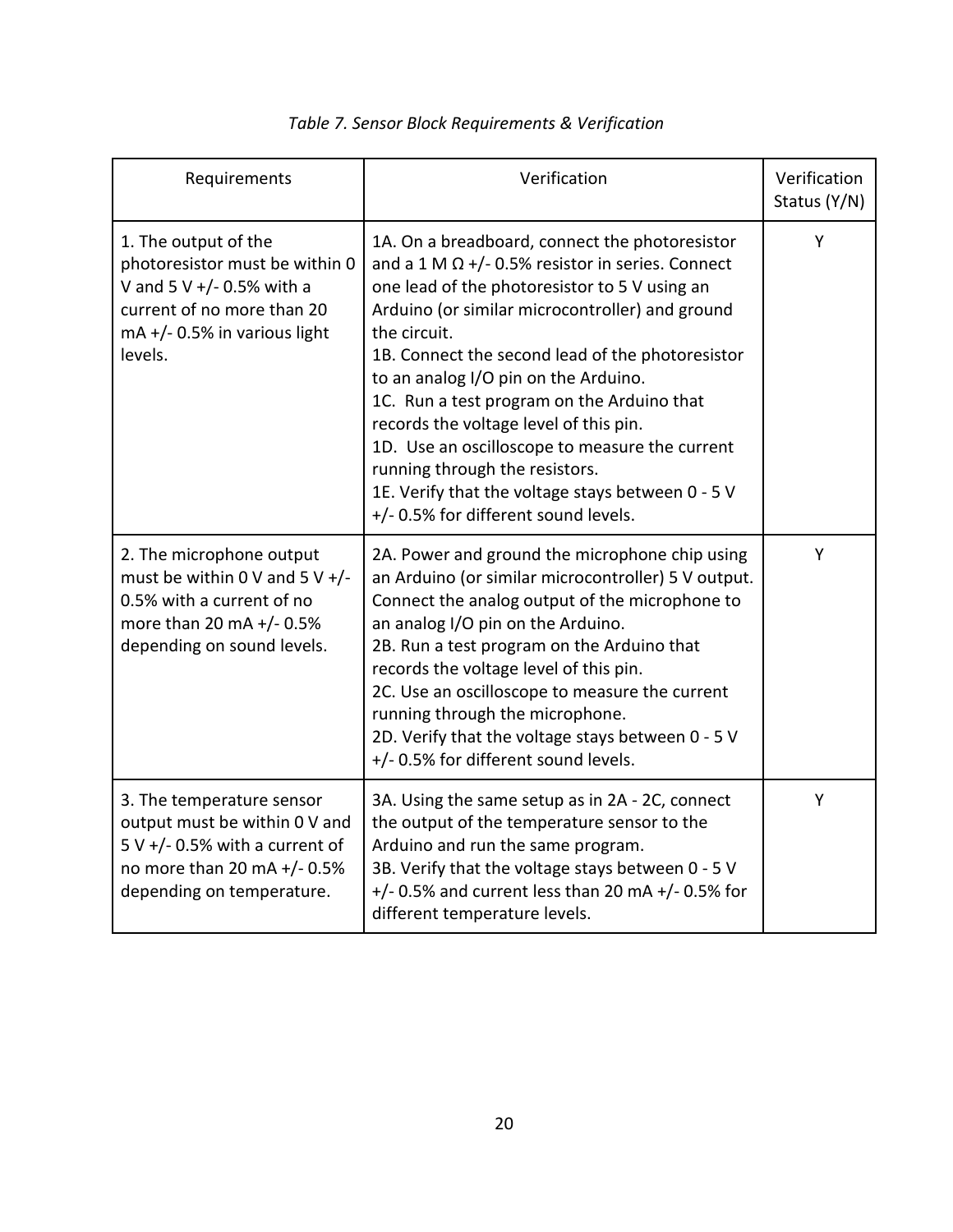*Table 7. Sensor Block Requirements & Verification*

| Requirements | Verification | Verification Status (Y/N) |
| --- | --- | --- |
| 1. The output of the photoresistor must be within 0 V and 5 V +/- 0.5% with a current of no more than 20 mA +/- 0.5% in various light levels. | 1A. On a breadboard, connect the photoresistor and a 1 M Ω +/- 0.5% resistor in series. Connect one lead of the photoresistor to 5 V using an Arduino (or similar microcontroller) and ground the circuit.<br>1B. Connect the second lead of the photoresistor to an analog I/O pin on the Arduino.<br>1C. Run a test program on the Arduino that records the voltage level of this pin.<br>1D. Use an oscilloscope to measure the current running through the resistors.<br>1E. Verify that the voltage stays between 0 - 5 V +/- 0.5% for different sound levels. | Y |
| 2. The microphone output must be within 0 V and 5 V +/- 0.5% with a current of no more than 20 mA +/- 0.5% depending on sound levels. | 2A. Power and ground the microphone chip using an Arduino (or similar microcontroller) 5 V output. Connect the analog output of the microphone to an analog I/O pin on the Arduino.<br>2B. Run a test program on the Arduino that records the voltage level of this pin.<br>2C. Use an oscilloscope to measure the current running through the microphone.<br>2D. Verify that the voltage stays between 0 - 5 V +/- 0.5% for different sound levels. | Y |
| 3. The temperature sensor output must be within 0 V and 5 V +/- 0.5% with a current of no more than 20 mA +/- 0.5% depending on temperature. | 3A. Using the same setup as in 2A - 2C, connect the output of the temperature sensor to the Arduino and run the same program.<br>3B. Verify that the voltage stays between 0 - 5 V +/- 0.5% and current less than 20 mA +/- 0.5% for different temperature levels. | Y |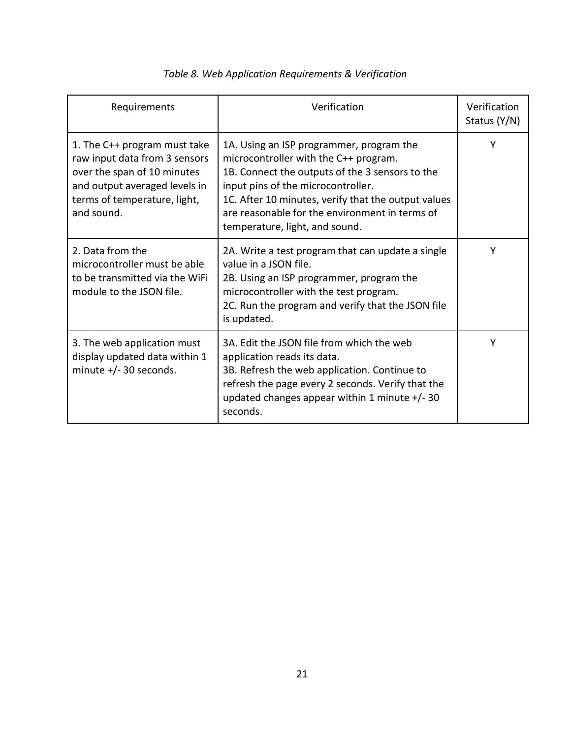*Table 8. Web Application Requirements & Verification*

| Requirements | Verification | Verification Status (Y/N) |
|---|---|---|
| 1. The C++ program must take raw input data from 3 sensors over the span of 10 minutes and output averaged levels in terms of temperature, light, and sound. | 1A. Using an ISP programmer, program the microcontroller with the C++ program.<br>1B. Connect the outputs of the 3 sensors to the input pins of the microcontroller.<br>1C. After 10 minutes, verify that the output values are reasonable for the environment in terms of temperature, light, and sound. | Y |
| 2. Data from the microcontroller must be able to be transmitted via the WiFi module to the JSON file. | 2A. Write a test program that can update a single value in a JSON file.<br>2B. Using an ISP programmer, program the microcontroller with the test program.<br>2C. Run the program and verify that the JSON file is updated. | Y |
| 3. The web application must display updated data within 1 minute +/- 30 seconds. | 3A. Edit the JSON file from which the web application reads its data.<br>3B. Refresh the web application. Continue to refresh the page every 2 seconds. Verify that the updated changes appear within 1 minute +/- 30 seconds. | Y |